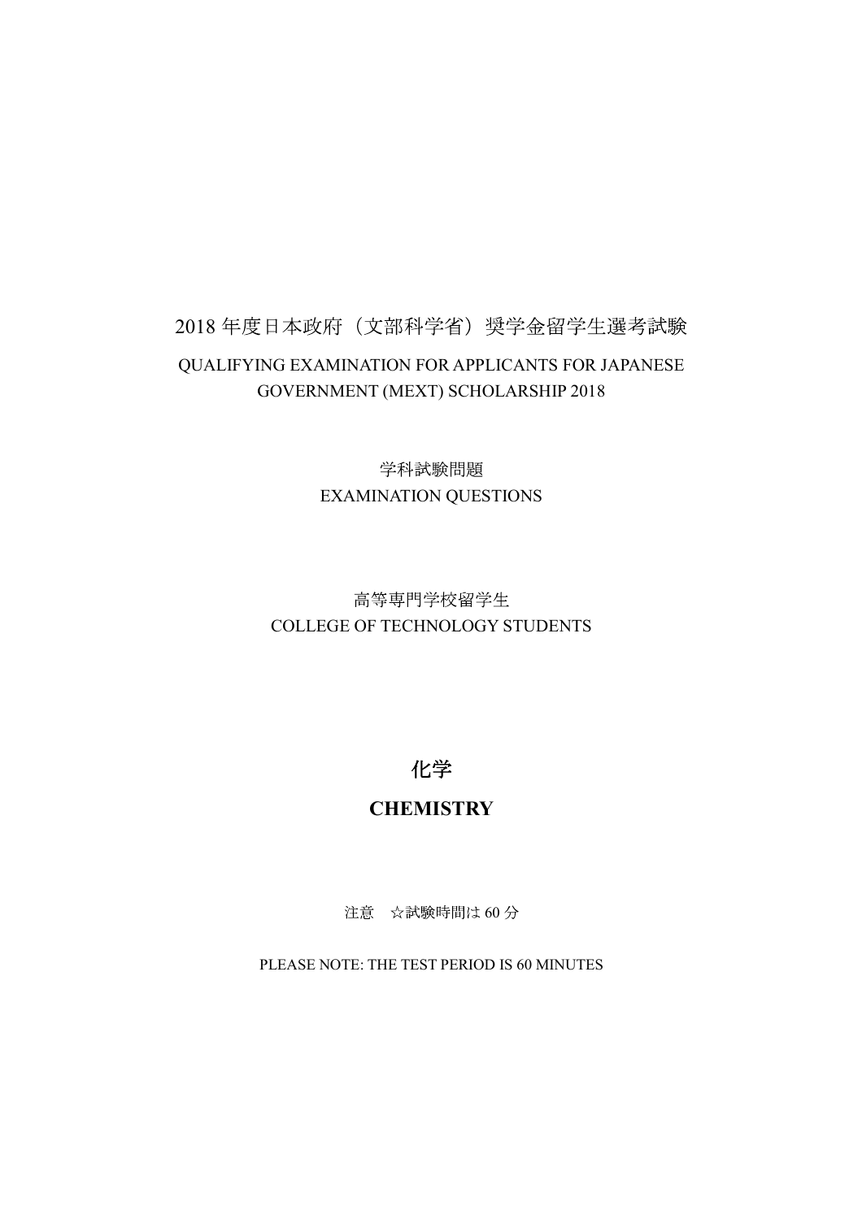2018 年度日本政府（文部科学省）奨学金留学生選考試験

QUALIFYING EXAMINATION FOR APPLICANTS FOR JAPANESE GOVERNMENT (MEXT) SCHOLARSHIP 2018

学科試験問題

EXAMINATION QUESTIONS

高等専門学校留学生

COLLEGE OF TECHNOLOGY STUDENTS

# 化学

# CHEMISTRY

注意　☆試験時間は 60 分

PLEASE NOTE: THE TEST PERIOD IS 60 MINUTES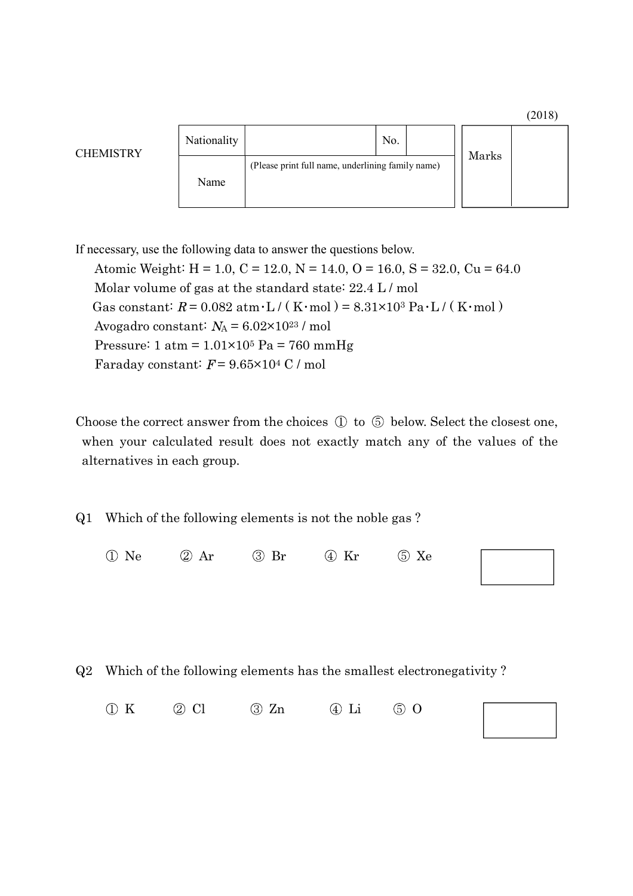(2018)

| CHEMISTRY | Nationality | | No. | | Marks | |
|---|---|---|---|---|---|---|
| | Name | (Please print full name, underlining family name) | | | | |

If necessary, use the following data to answer the questions below.

Atomic Weight: H = 1.0, C = 12.0, N = 14.0, O = 16.0, S = 32.0, Cu = 64.0

Molar volume of gas at the standard state: 22.4 L / mol

Gas constant: $R$ = 0.082 atm･L / ( K･mol ) = $8.31 \times 10^3$ Pa･L / ( K･mol )

Avogadro constant: $N_A$ = $6.02 \times 10^{23}$ / mol

Pressure: 1 atm = $1.01 \times 10^5$ Pa = 760 mmHg

Faraday constant: $F$ = $9.65 \times 10^4$ C / mol

Choose the correct answer from the choices ① to ⑤ below. Select the closest one, when your calculated result does not exactly match any of the values of the alternatives in each group.

Q1 Which of the following elements is not the noble gas ?

① Ne  ② Ar  ③ Br  ④ Kr  ⑤ Xe

Q2 Which of the following elements has the smallest electronegativity ?

① K  ② Cl  ③ Zn  ④ Li  ⑤ O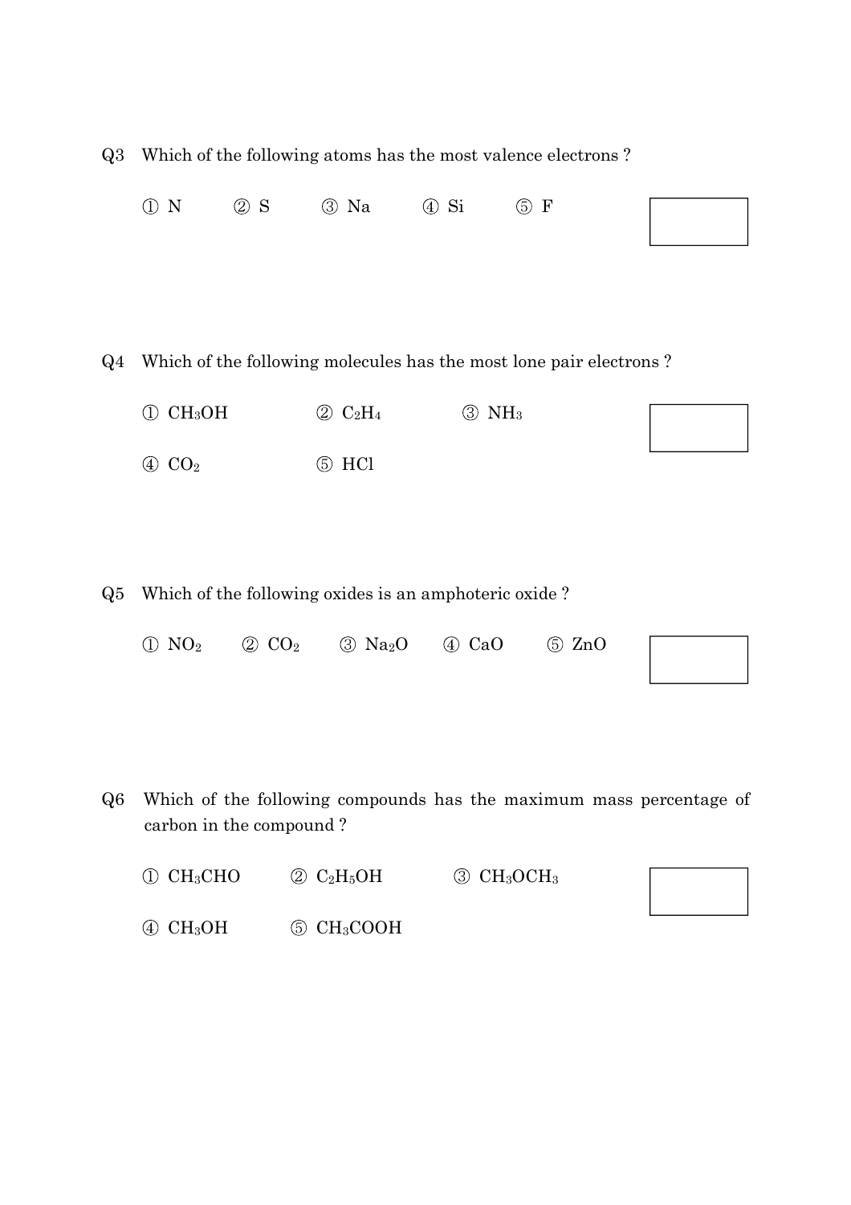Q3 Which of the following atoms has the most valence electrons ?

① N　　② S　　③ Na　　④ Si　　⑤ F

Q4 Which of the following molecules has the most lone pair electrons ?

① $CH_3OH$　　② $C_2H_4$　　③ $NH_3$

④ $CO_2$　　⑤ HCl

Q5 Which of the following oxides is an amphoteric oxide ?

① $NO_2$　　② $CO_2$　　③ $Na_2O$　　④ CaO　　⑤ ZnO

Q6 Which of the following compounds has the maximum mass percentage of carbon in the compound ?

① $CH_3CHO$　　② $C_2H_5OH$　　③ $CH_3OCH_3$

④ $CH_3OH$　　⑤ $CH_3COOH$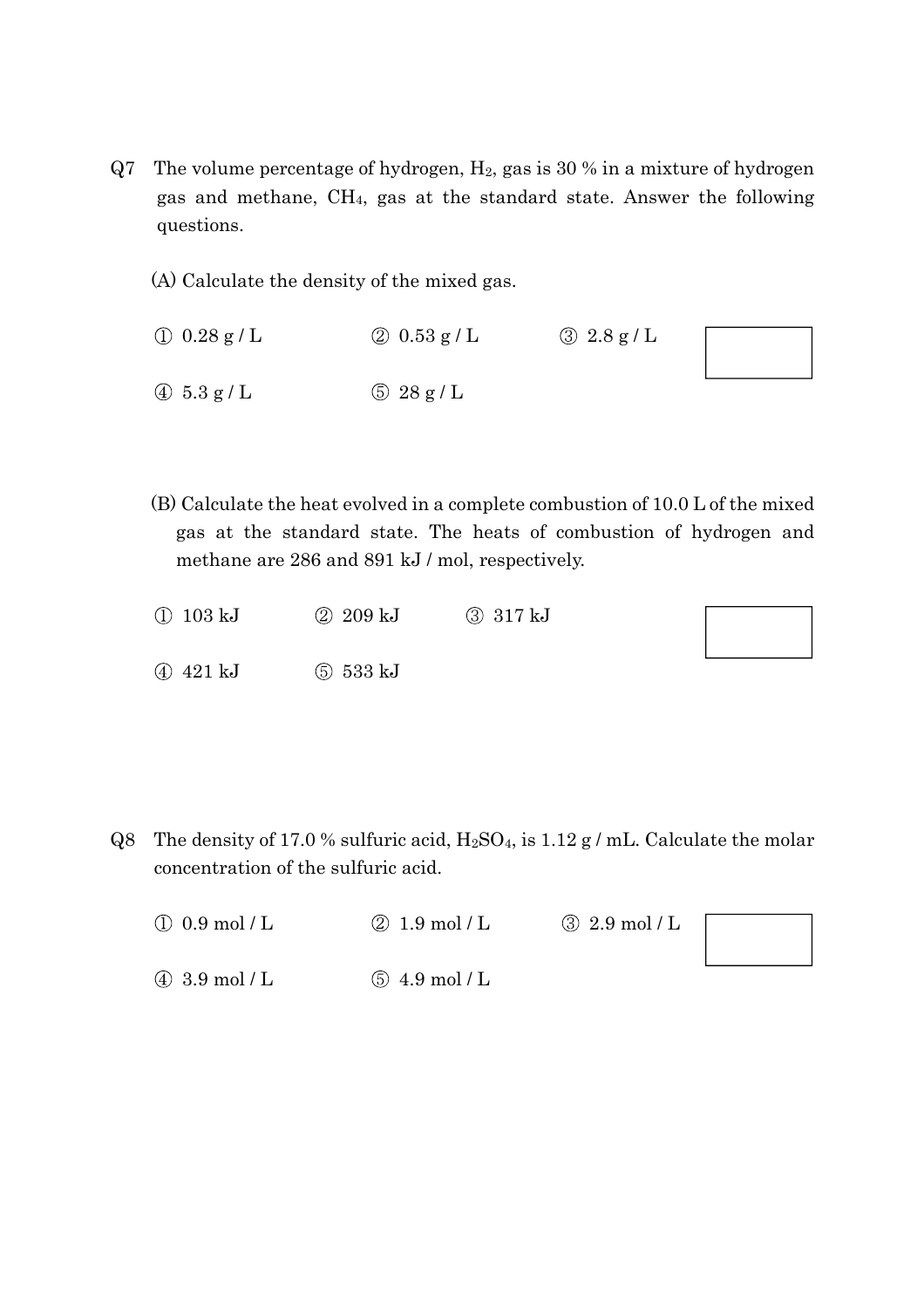Q7 The volume percentage of hydrogen, $H_2$, gas is 30 % in a mixture of hydrogen gas and methane, $CH_4$, gas at the standard state. Answer the following questions.

(A) Calculate the density of the mixed gas.

① 0.28 g / L ② 0.53 g / L ③ 2.8 g / L

④ 5.3 g / L ⑤ 28 g / L

(B) Calculate the heat evolved in a complete combustion of 10.0 L of the mixed gas at the standard state. The heats of combustion of hydrogen and methane are 286 and 891 kJ / mol, respectively.

① 103 kJ ② 209 kJ ③ 317 kJ

④ 421 kJ ⑤ 533 kJ

Q8 The density of 17.0 % sulfuric acid, $H_2SO_4$, is 1.12 g / mL. Calculate the molar concentration of the sulfuric acid.

① 0.9 mol / L ② 1.9 mol / L ③ 2.9 mol / L

④ 3.9 mol / L ⑤ 4.9 mol / L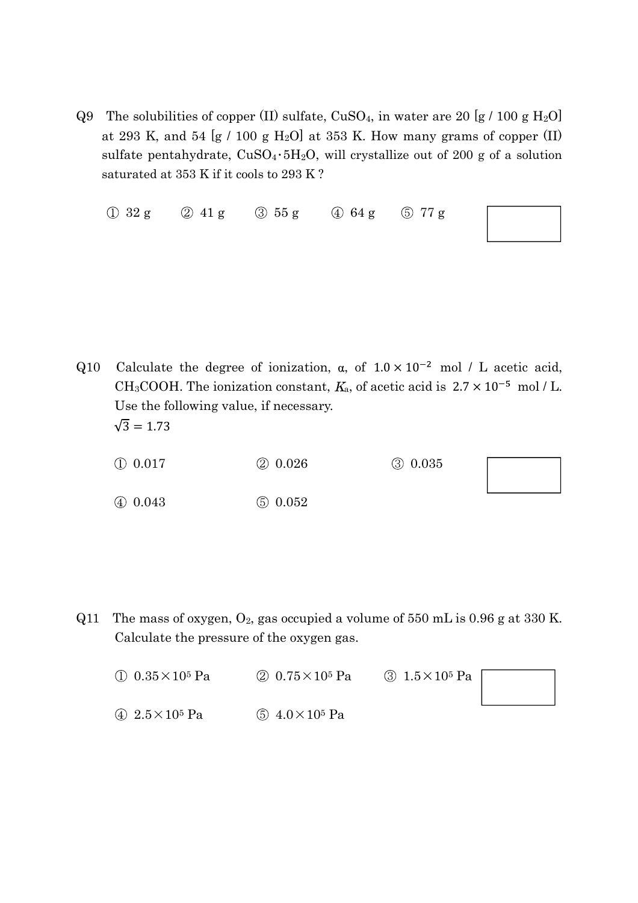Q9 The solubilities of copper (II) sulfate, $CuSO_4$, in water are 20 [g / 100 g $H_2O$] at 293 K, and 54 [g / 100 g $H_2O$] at 353 K. How many grams of copper (II) sulfate pentahydrate, $CuSO_4 \cdot 5H_2O$, will crystallize out of 200 g of a solution saturated at 353 K if it cools to 293 K ?

① 32 g ② 41 g ③ 55 g ④ 64 g ⑤ 77 g

Q10 Calculate the degree of ionization, α, of $1.0 \times 10^{-2}$ mol / L acetic acid, $CH_3COOH$. The ionization constant, $K_a$, of acetic acid is $2.7 \times 10^{-5}$ mol / L. Use the following value, if necessary.

$\sqrt{3} = 1.73$

① 0.017 ② 0.026 ③ 0.035

④ 0.043 ⑤ 0.052

Q11 The mass of oxygen, $O_2$, gas occupied a volume of 550 mL is 0.96 g at 330 K. Calculate the pressure of the oxygen gas.

① $0.35 \times 10^5$ Pa ② $0.75 \times 10^5$ Pa ③ $1.5 \times 10^5$ Pa

④ $2.5 \times 10^5$ Pa ⑤ $4.0 \times 10^5$ Pa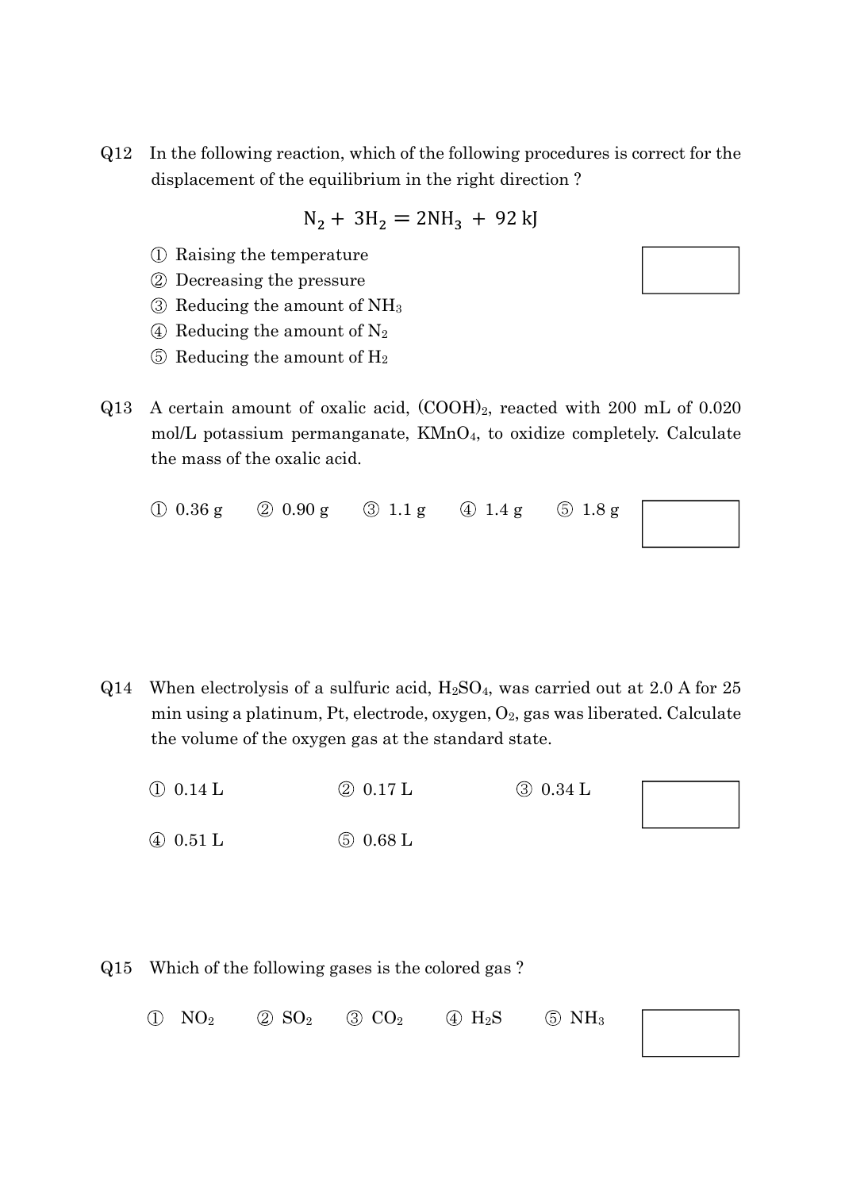Q12 In the following reaction, which of the following procedures is correct for the displacement of the equilibrium in the right direction ?

$$N_2 + 3H_2 = 2NH_3 + 92\ \text{kJ}$$

① Raising the temperature
② Decreasing the pressure
③ Reducing the amount of $NH_3$
④ Reducing the amount of $N_2$
⑤ Reducing the amount of $H_2$

Q13 A certain amount of oxalic acid, $(COOH)_2$, reacted with 200 mL of 0.020 mol/L potassium permanganate, $KMnO_4$, to oxidize completely. Calculate the mass of the oxalic acid.

① 0.36 g ② 0.90 g ③ 1.1 g ④ 1.4 g ⑤ 1.8 g

Q14 When electrolysis of a sulfuric acid, $H_2SO_4$, was carried out at 2.0 A for 25 min using a platinum, Pt, electrode, oxygen, $O_2$, gas was liberated. Calculate the volume of the oxygen gas at the standard state.

① 0.14 L ② 0.17 L ③ 0.34 L

④ 0.51 L ⑤ 0.68 L

Q15 Which of the following gases is the colored gas ?

① $NO_2$ ② $SO_2$ ③ $CO_2$ ④ $H_2S$ ⑤ $NH_3$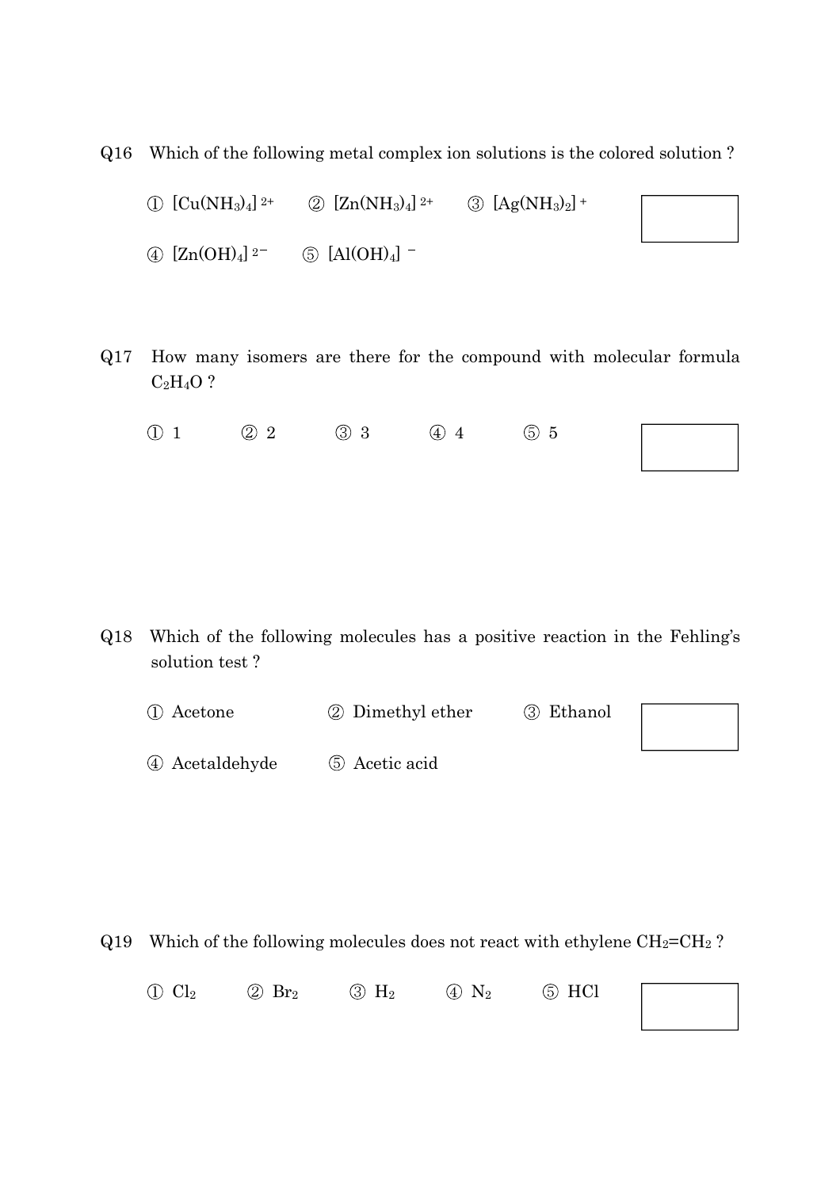Q16 Which of the following metal complex ion solutions is the colored solution ?

① $[Cu(NH_3)_4]^{2+}$ ② $[Zn(NH_3)_4]^{2+}$ ③ $[Ag(NH_3)_2]^{+}$

④ $[Zn(OH)_4]^{2-}$ ⑤ $[Al(OH)_4]^{-}$

Q17 How many isomers are there for the compound with molecular formula $C_2H_4O$ ?

① 1 ② 2 ③ 3 ④ 4 ⑤ 5

Q18 Which of the following molecules has a positive reaction in the Fehling's solution test ?

① Acetone ② Dimethyl ether ③ Ethanol

④ Acetaldehyde ⑤ Acetic acid

Q19 Which of the following molecules does not react with ethylene $CH_2{=}CH_2$ ?

① $Cl_2$ ② $Br_2$ ③ $H_2$ ④ $N_2$ ⑤ $HCl$